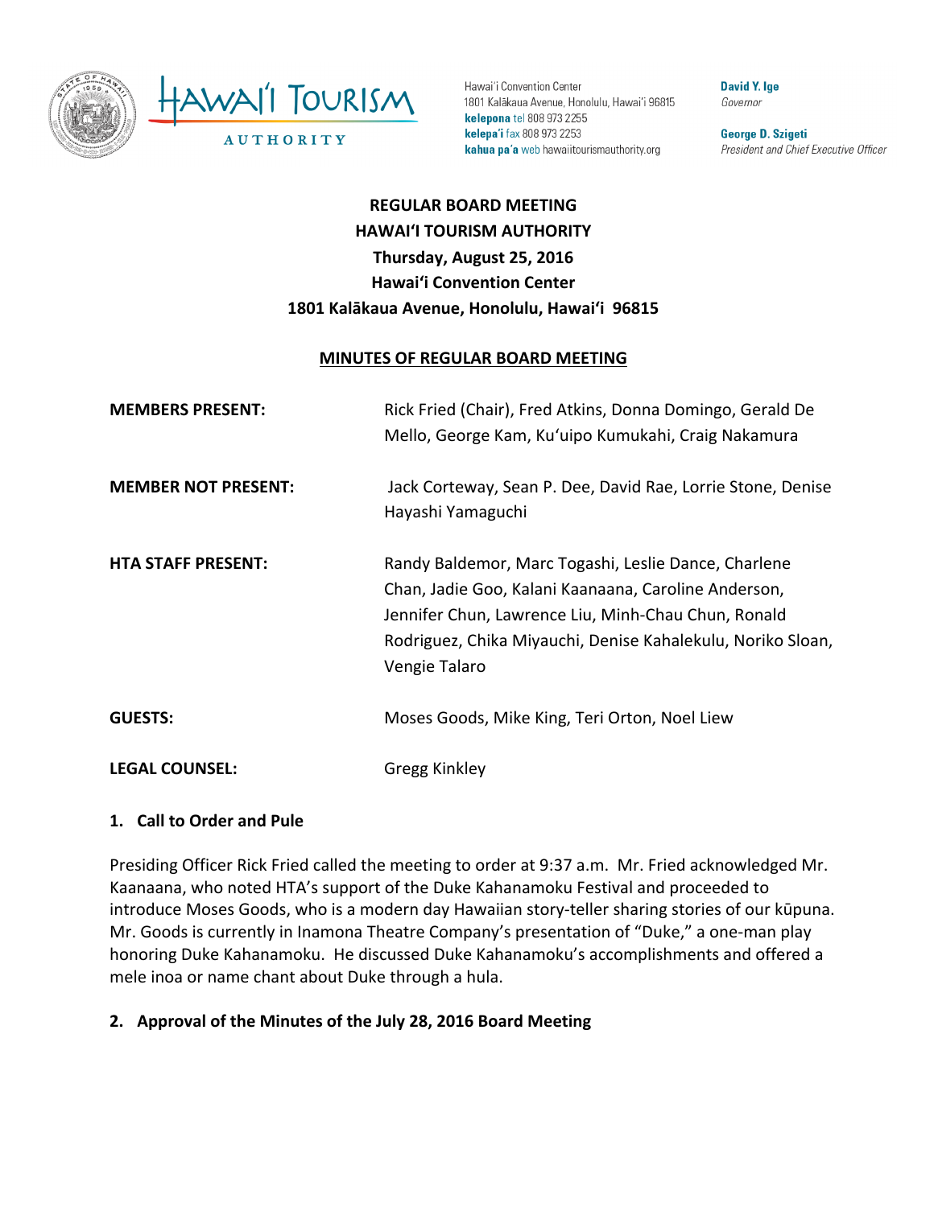Hawai'i Convention Center
1801 Kalākaua Avenue, Honolulu, Hawai'i 96815
**kelepona** tel 808 973 2255
**kelepa'i** fax 808 973 2253
**kahua pa'a** web hawaiitourismauthority.org

**David Y. Ige**
*Governor*

**George D. Szigeti**
*President and Chief Executive Officer*

**REGULAR BOARD MEETING**
**HAWAI'I TOURISM AUTHORITY**
**Thursday, August 25, 2016**
**Hawai'i Convention Center**
**1801 Kalākaua Avenue, Honolulu, Hawai'i 96815**

**MINUTES OF REGULAR BOARD MEETING**

| | |
|---|---|
| **MEMBERS PRESENT:** | Rick Fried (Chair), Fred Atkins, Donna Domingo, Gerald De Mello, George Kam, Ku'uipo Kumukahi, Craig Nakamura |
| **MEMBER NOT PRESENT:** | Jack Corteway, Sean P. Dee, David Rae, Lorrie Stone, Denise Hayashi Yamaguchi |
| **HTA STAFF PRESENT:** | Randy Baldemor, Marc Togashi, Leslie Dance, Charlene Chan, Jadie Goo, Kalani Kaanaana, Caroline Anderson, Jennifer Chun, Lawrence Liu, Minh-Chau Chun, Ronald Rodriguez, Chika Miyauchi, Denise Kahalekulu, Noriko Sloan, Vengie Talaro |
| **GUESTS:** | Moses Goods, Mike King, Teri Orton, Noel Liew |
| **LEGAL COUNSEL:** | Gregg Kinkley |

**1. Call to Order and Pule**

Presiding Officer Rick Fried called the meeting to order at 9:37 a.m. Mr. Fried acknowledged Mr. Kaanaana, who noted HTA's support of the Duke Kahanamoku Festival and proceeded to introduce Moses Goods, who is a modern day Hawaiian story-teller sharing stories of our kūpuna. Mr. Goods is currently in Inamona Theatre Company's presentation of "Duke," a one-man play honoring Duke Kahanamoku. He discussed Duke Kahanamoku's accomplishments and offered a mele inoa or name chant about Duke through a hula.

**2. Approval of the Minutes of the July 28, 2016 Board Meeting**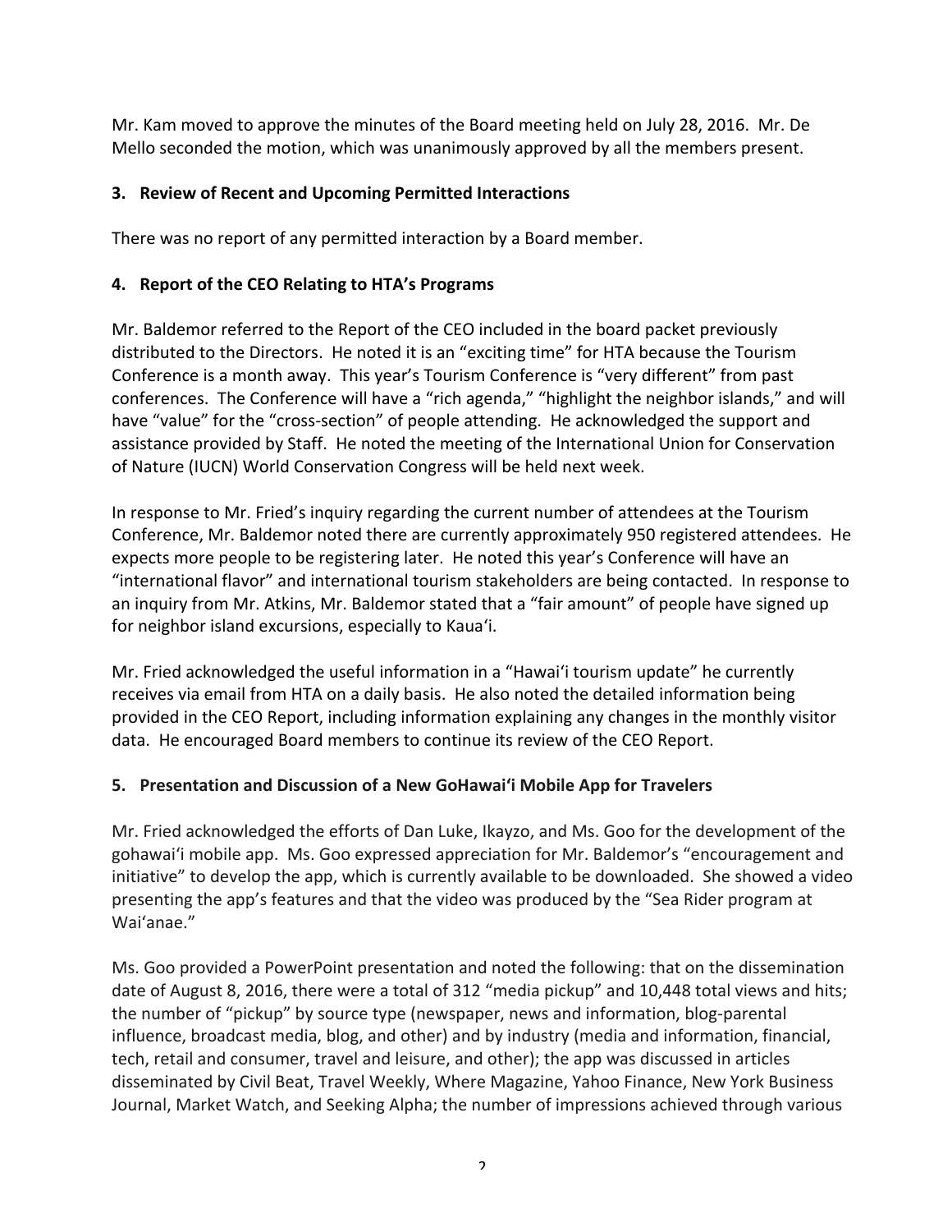Mr. Kam moved to approve the minutes of the Board meeting held on July 28, 2016. Mr. De Mello seconded the motion, which was unanimously approved by all the members present.

## 3. Review of Recent and Upcoming Permitted Interactions

There was no report of any permitted interaction by a Board member.

## 4. Report of the CEO Relating to HTA's Programs

Mr. Baldemor referred to the Report of the CEO included in the board packet previously distributed to the Directors. He noted it is an "exciting time" for HTA because the Tourism Conference is a month away. This year's Tourism Conference is "very different" from past conferences. The Conference will have a "rich agenda," "highlight the neighbor islands," and will have "value" for the "cross-section" of people attending. He acknowledged the support and assistance provided by Staff. He noted the meeting of the International Union for Conservation of Nature (IUCN) World Conservation Congress will be held next week.

In response to Mr. Fried's inquiry regarding the current number of attendees at the Tourism Conference, Mr. Baldemor noted there are currently approximately 950 registered attendees. He expects more people to be registering later. He noted this year's Conference will have an "international flavor" and international tourism stakeholders are being contacted. In response to an inquiry from Mr. Atkins, Mr. Baldemor stated that a "fair amount" of people have signed up for neighbor island excursions, especially to Kaua'i.

Mr. Fried acknowledged the useful information in a "Hawai'i tourism update" he currently receives via email from HTA on a daily basis. He also noted the detailed information being provided in the CEO Report, including information explaining any changes in the monthly visitor data. He encouraged Board members to continue its review of the CEO Report.

## 5. Presentation and Discussion of a New GoHawai'i Mobile App for Travelers

Mr. Fried acknowledged the efforts of Dan Luke, Ikayzo, and Ms. Goo for the development of the gohawai'i mobile app. Ms. Goo expressed appreciation for Mr. Baldemor's "encouragement and initiative" to develop the app, which is currently available to be downloaded. She showed a video presenting the app's features and that the video was produced by the "Sea Rider program at Wai'anae."

Ms. Goo provided a PowerPoint presentation and noted the following: that on the dissemination date of August 8, 2016, there were a total of 312 "media pickup" and 10,448 total views and hits; the number of "pickup" by source type (newspaper, news and information, blog-parental influence, broadcast media, blog, and other) and by industry (media and information, financial, tech, retail and consumer, travel and leisure, and other); the app was discussed in articles disseminated by Civil Beat, Travel Weekly, Where Magazine, Yahoo Finance, New York Business Journal, Market Watch, and Seeking Alpha; the number of impressions achieved through various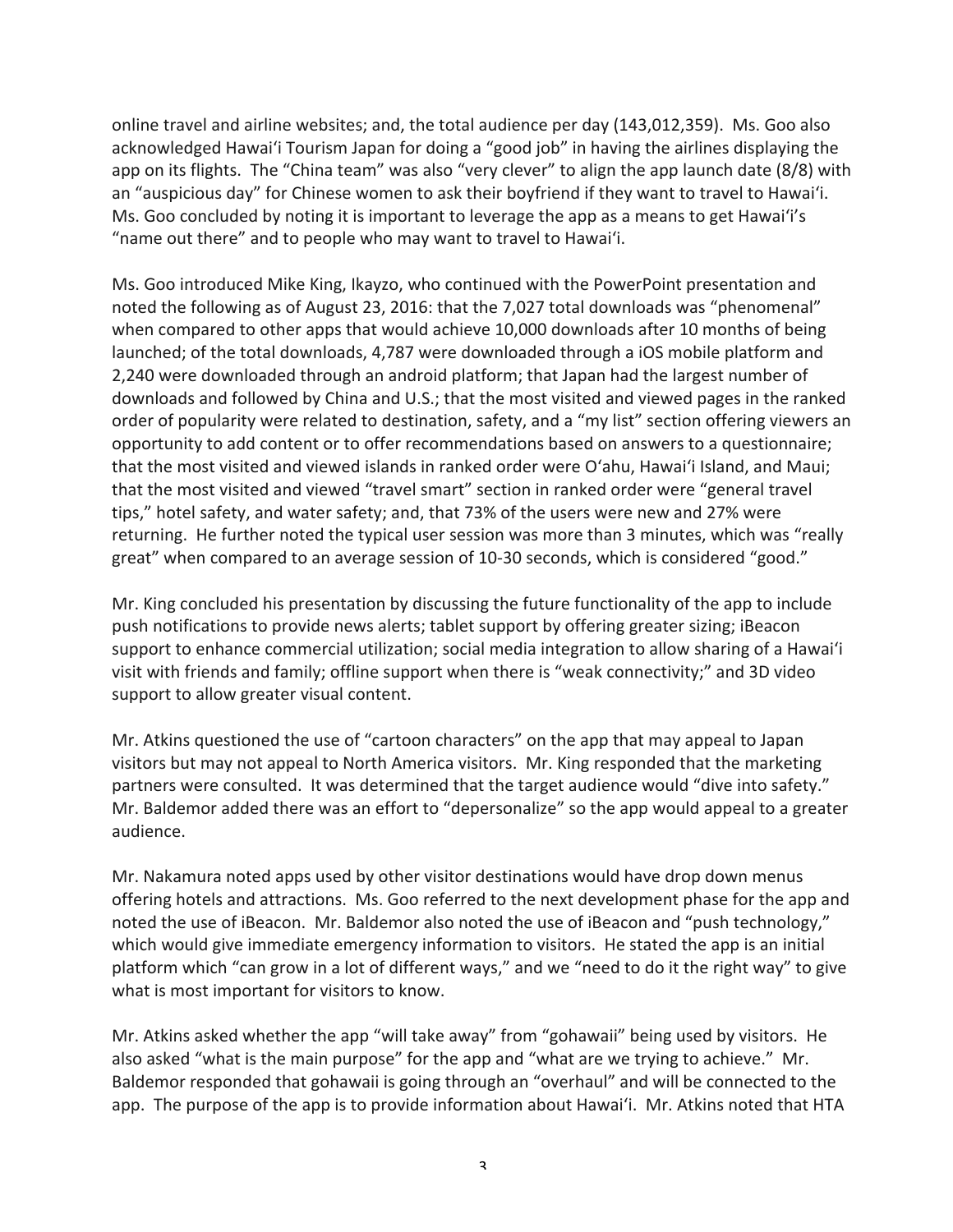online travel and airline websites; and, the total audience per day (143,012,359). Ms. Goo also acknowledged Hawaiʻi Tourism Japan for doing a "good job" in having the airlines displaying the app on its flights. The "China team" was also "very clever" to align the app launch date (8/8) with an "auspicious day" for Chinese women to ask their boyfriend if they want to travel to Hawaiʻi. Ms. Goo concluded by noting it is important to leverage the app as a means to get Hawaiʻi's "name out there" and to people who may want to travel to Hawaiʻi.

Ms. Goo introduced Mike King, Ikayzo, who continued with the PowerPoint presentation and noted the following as of August 23, 2016: that the 7,027 total downloads was "phenomenal" when compared to other apps that would achieve 10,000 downloads after 10 months of being launched; of the total downloads, 4,787 were downloaded through a iOS mobile platform and 2,240 were downloaded through an android platform; that Japan had the largest number of downloads and followed by China and U.S.; that the most visited and viewed pages in the ranked order of popularity were related to destination, safety, and a "my list" section offering viewers an opportunity to add content or to offer recommendations based on answers to a questionnaire; that the most visited and viewed islands in ranked order were Oʻahu, Hawaiʻi Island, and Maui; that the most visited and viewed "travel smart" section in ranked order were "general travel tips," hotel safety, and water safety; and, that 73% of the users were new and 27% were returning. He further noted the typical user session was more than 3 minutes, which was "really great" when compared to an average session of 10-30 seconds, which is considered "good."

Mr. King concluded his presentation by discussing the future functionality of the app to include push notifications to provide news alerts; tablet support by offering greater sizing; iBeacon support to enhance commercial utilization; social media integration to allow sharing of a Hawaiʻi visit with friends and family; offline support when there is "weak connectivity;" and 3D video support to allow greater visual content.

Mr. Atkins questioned the use of "cartoon characters" on the app that may appeal to Japan visitors but may not appeal to North America visitors. Mr. King responded that the marketing partners were consulted. It was determined that the target audience would "dive into safety." Mr. Baldemor added there was an effort to "depersonalize" so the app would appeal to a greater audience.

Mr. Nakamura noted apps used by other visitor destinations would have drop down menus offering hotels and attractions. Ms. Goo referred to the next development phase for the app and noted the use of iBeacon. Mr. Baldemor also noted the use of iBeacon and "push technology," which would give immediate emergency information to visitors. He stated the app is an initial platform which "can grow in a lot of different ways," and we "need to do it the right way" to give what is most important for visitors to know.

Mr. Atkins asked whether the app "will take away" from "gohawaii" being used by visitors. He also asked "what is the main purpose" for the app and "what are we trying to achieve." Mr. Baldemor responded that gohawaii is going through an "overhaul" and will be connected to the app. The purpose of the app is to provide information about Hawaiʻi. Mr. Atkins noted that HTA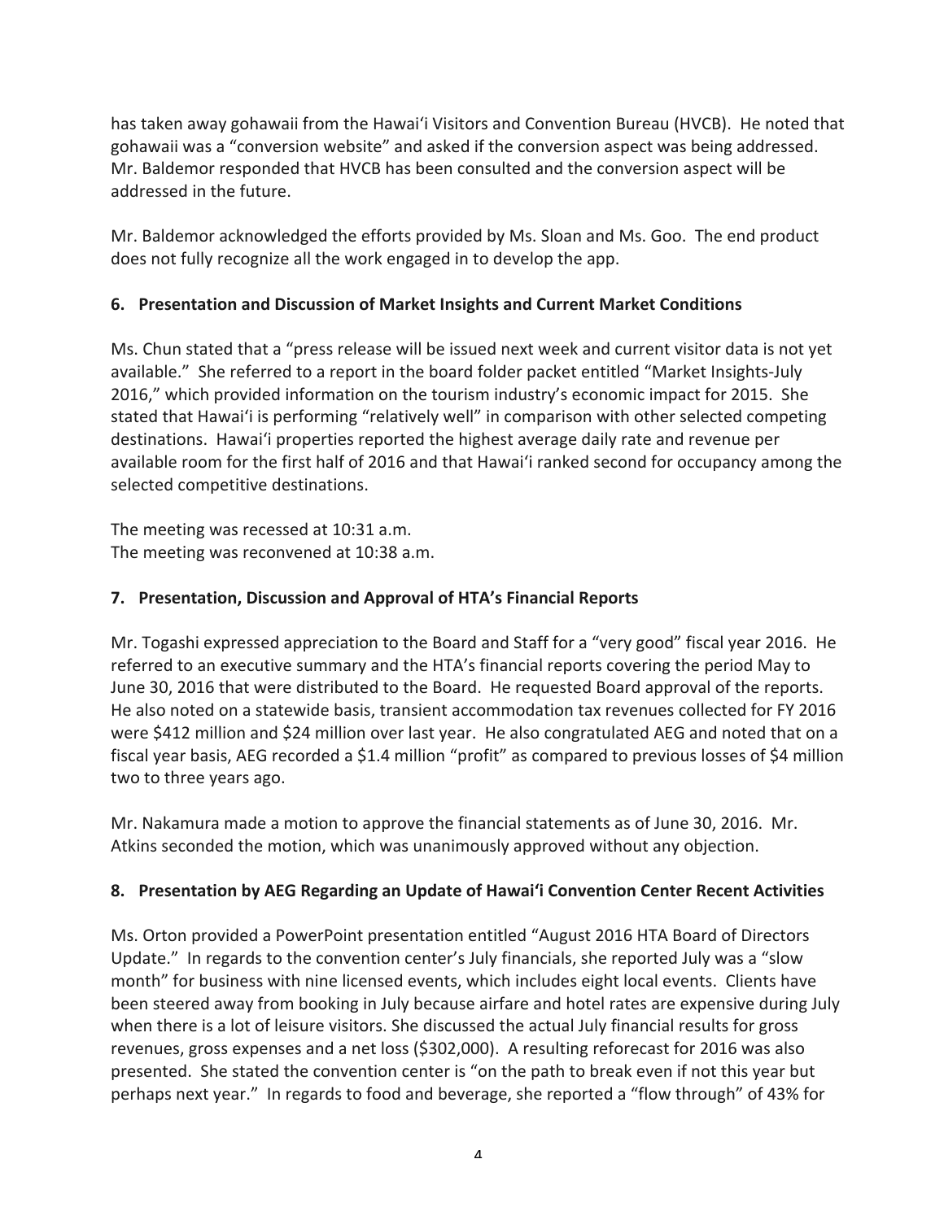has taken away gohawaii from the Hawaiʻi Visitors and Convention Bureau (HVCB). He noted that gohawaii was a "conversion website" and asked if the conversion aspect was being addressed. Mr. Baldemor responded that HVCB has been consulted and the conversion aspect will be addressed in the future.

Mr. Baldemor acknowledged the efforts provided by Ms. Sloan and Ms. Goo. The end product does not fully recognize all the work engaged in to develop the app.

**6. Presentation and Discussion of Market Insights and Current Market Conditions**

Ms. Chun stated that a "press release will be issued next week and current visitor data is not yet available." She referred to a report in the board folder packet entitled "Market Insights-July 2016," which provided information on the tourism industry's economic impact for 2015. She stated that Hawaiʻi is performing "relatively well" in comparison with other selected competing destinations. Hawaiʻi properties reported the highest average daily rate and revenue per available room for the first half of 2016 and that Hawaiʻi ranked second for occupancy among the selected competitive destinations.

The meeting was recessed at 10:31 a.m.
The meeting was reconvened at 10:38 a.m.

**7. Presentation, Discussion and Approval of HTA's Financial Reports**

Mr. Togashi expressed appreciation to the Board and Staff for a "very good" fiscal year 2016. He referred to an executive summary and the HTA's financial reports covering the period May to June 30, 2016 that were distributed to the Board. He requested Board approval of the reports. He also noted on a statewide basis, transient accommodation tax revenues collected for FY 2016 were $412 million and $24 million over last year. He also congratulated AEG and noted that on a fiscal year basis, AEG recorded a $1.4 million "profit" as compared to previous losses of $4 million two to three years ago.

Mr. Nakamura made a motion to approve the financial statements as of June 30, 2016. Mr. Atkins seconded the motion, which was unanimously approved without any objection.

**8. Presentation by AEG Regarding an Update of Hawaiʻi Convention Center Recent Activities**

Ms. Orton provided a PowerPoint presentation entitled "August 2016 HTA Board of Directors Update." In regards to the convention center's July financials, she reported July was a "slow month" for business with nine licensed events, which includes eight local events. Clients have been steered away from booking in July because airfare and hotel rates are expensive during July when there is a lot of leisure visitors. She discussed the actual July financial results for gross revenues, gross expenses and a net loss ($302,000). A resulting reforecast for 2016 was also presented. She stated the convention center is "on the path to break even if not this year but perhaps next year." In regards to food and beverage, she reported a "flow through" of 43% for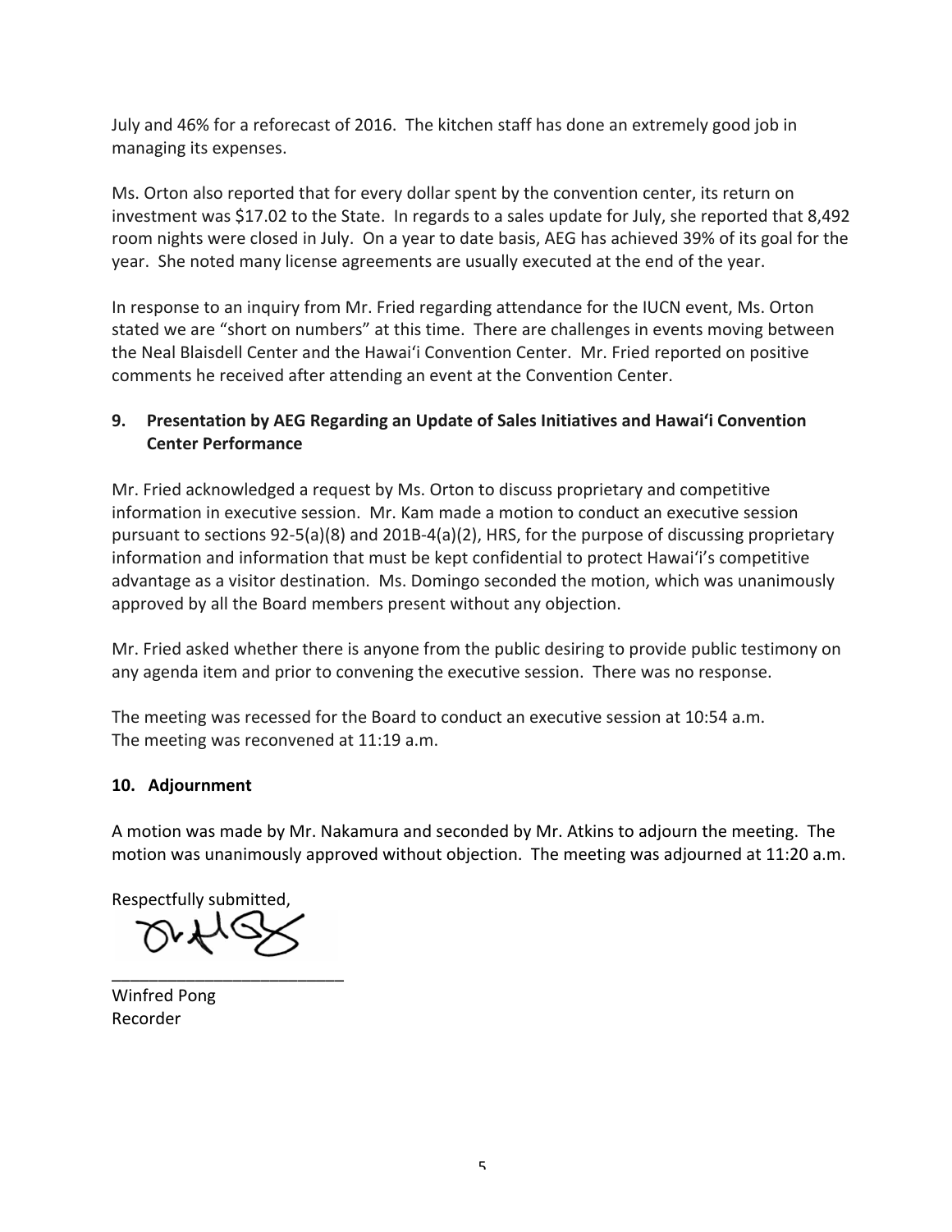July and 46% for a reforecast of 2016. The kitchen staff has done an extremely good job in managing its expenses.

Ms. Orton also reported that for every dollar spent by the convention center, its return on investment was $17.02 to the State. In regards to a sales update for July, she reported that 8,492 room nights were closed in July. On a year to date basis, AEG has achieved 39% of its goal for the year. She noted many license agreements are usually executed at the end of the year.

In response to an inquiry from Mr. Fried regarding attendance for the IUCN event, Ms. Orton stated we are "short on numbers" at this time. There are challenges in events moving between the Neal Blaisdell Center and the Hawai'i Convention Center. Mr. Fried reported on positive comments he received after attending an event at the Convention Center.

**9. Presentation by AEG Regarding an Update of Sales Initiatives and Hawai'i Convention Center Performance**

Mr. Fried acknowledged a request by Ms. Orton to discuss proprietary and competitive information in executive session. Mr. Kam made a motion to conduct an executive session pursuant to sections 92-5(a)(8) and 201B-4(a)(2), HRS, for the purpose of discussing proprietary information and information that must be kept confidential to protect Hawai'i's competitive advantage as a visitor destination. Ms. Domingo seconded the motion, which was unanimously approved by all the Board members present without any objection.

Mr. Fried asked whether there is anyone from the public desiring to provide public testimony on any agenda item and prior to convening the executive session. There was no response.

The meeting was recessed for the Board to conduct an executive session at 10:54 a.m.
The meeting was reconvened at 11:19 a.m.

**10. Adjournment**

A motion was made by Mr. Nakamura and seconded by Mr. Atkins to adjourn the meeting. The motion was unanimously approved without objection. The meeting was adjourned at 11:20 a.m.

Respectfully submitted,

\_\_\_\_\_\_\_\_\_\_\_\_\_\_\_\_\_\_\_\_\_\_\_\_\_

Winfred Pong
Recorder